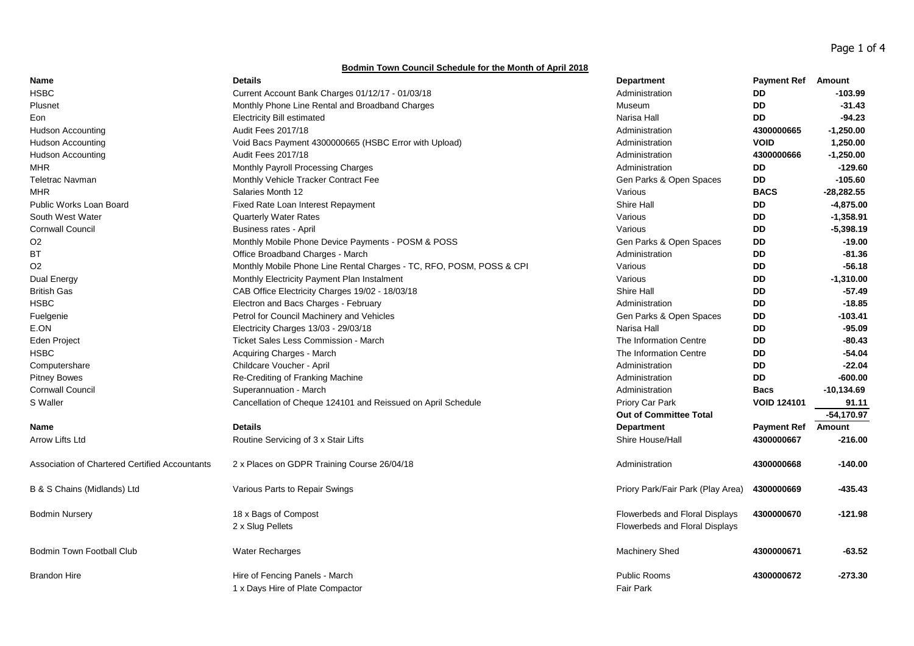**Bodmin Town Council Schedule for the Month of April 2018**

| Name | Details | Department | Payment Ref | Amount |
|---|---|---|---|---|
| HSBC | Current Account Bank Charges 01/12/17 - 01/03/18 | Administration | **DD** | **-103.99** |
| Plusnet | Monthly Phone Line Rental and Broadband Charges | Museum | **DD** | **-31.43** |
| Eon | Electricity Bill estimated | Narisa Hall | **DD** | **-94.23** |
| Hudson Accounting | Audit Fees 2017/18 | Administration | **4300000665** | **-1,250.00** |
| Hudson Accounting | Void Bacs Payment 4300000665 (HSBC Error with Upload) | Administration | **VOID** | **1,250.00** |
| Hudson Accounting | Audit Fees 2017/18 | Administration | **4300000666** | **-1,250.00** |
| MHR | Monthly Payroll Processing Charges | Administration | **DD** | **-129.60** |
| Teletrac Navman | Monthly Vehicle Tracker Contract Fee | Gen Parks & Open Spaces | **DD** | **-105.60** |
| MHR | Salaries Month 12 | Various | **BACS** | **-28,282.55** |
| Public Works Loan Board | Fixed Rate Loan Interest Repayment | Shire Hall | **DD** | **-4,875.00** |
| South West Water | Quarterly Water Rates | Various | **DD** | **-1,358.91** |
| Cornwall Council | Business rates - April | Various | **DD** | **-5,398.19** |
| O2 | Monthly Mobile Phone Device Payments - POSM & POSS | Gen Parks & Open Spaces | **DD** | **-19.00** |
| BT | Office Broadband Charges - March | Administration | **DD** | **-81.36** |
| O2 | Monthly Mobile Phone Line Rental Charges - TC, RFO, POSM, POSS & CPI | Various | **DD** | **-56.18** |
| Dual Energy | Monthly Electricity Payment Plan Instalment | Various | **DD** | **-1,310.00** |
| British Gas | CAB Office Electricity Charges 19/02 - 18/03/18 | Shire Hall | **DD** | **-57.49** |
| HSBC | Electron and Bacs Charges - February | Administration | **DD** | **-18.85** |
| Fuelgenie | Petrol for Council Machinery and Vehicles | Gen Parks & Open Spaces | **DD** | **-103.41** |
| E.ON | Electricity Charges 13/03 - 29/03/18 | Narisa Hall | **DD** | **-95.09** |
| Eden Project | Ticket Sales Less Commission - March | The Information Centre | **DD** | **-80.43** |
| HSBC | Acquiring Charges - March | The Information Centre | **DD** | **-54.04** |
| Computershare | Childcare Voucher - April | Administration | **DD** | **-22.04** |
| Pitney Bowes | Re-Crediting of Franking Machine | Administration | **DD** | **-600.00** |
| Cornwall Council | Superannuation - March | Administration | **Bacs** | **-10,134.69** |
| S Waller | Cancellation of Cheque 124101 and Reissued on April Schedule | Priory Car Park | **VOID 124101** | **91.11** |
| | | **Out of Committee Total** | | **-54,170.97** |

| Name | Details | Department | Payment Ref | Amount |
|---|---|---|---|---|
| Arrow Lifts Ltd | Routine Servicing of 3 x Stair Lifts | Shire House/Hall | **4300000667** | **-216.00** |
| Association of Chartered Certified Accountants | 2 x Places on GDPR Training Course 26/04/18 | Administration | **4300000668** | **-140.00** |
| B & S Chains (Midlands) Ltd | Various Parts to Repair Swings | Priory Park/Fair Park (Play Area) | **4300000669** | **-435.43** |
| Bodmin Nursery | 18 x Bags of Compost | Flowerbeds and Floral Displays | **4300000670** | **-121.98** |
| | 2 x Slug Pellets | Flowerbeds and Floral Displays | | |
| Bodmin Town Football Club | Water Recharges | Machinery Shed | **4300000671** | **-63.52** |
| Brandon Hire | Hire of Fencing Panels - March | Public Rooms | **4300000672** | **-273.30** |
| | 1 x Days Hire of Plate Compactor | Fair Park | | |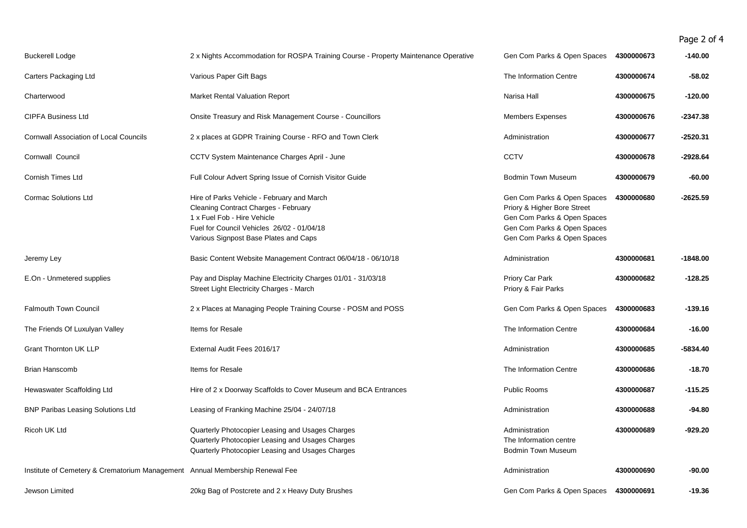| | | | | |
|---|---|---|---|---|
| Buckerell Lodge | 2 x Nights Accommodation for ROSPA Training Course - Property Maintenance Operative | Gen Com Parks & Open Spaces | 4300000673 | -140.00 |
| Carters Packaging Ltd | Various Paper Gift Bags | The Information Centre | 4300000674 | -58.02 |
| Charterwood | Market Rental Valuation Report | Narisa Hall | 4300000675 | -120.00 |
| CIPFA Business Ltd | Onsite Treasury and Risk Management Course - Councillors | Members Expenses | 4300000676 | -2347.38 |
| Cornwall Association of Local Councils | 2 x places at GDPR Training Course - RFO and Town Clerk | Administration | 4300000677 | -2520.31 |
| Cornwall Council | CCTV System Maintenance Charges April - June | CCTV | 4300000678 | -2928.64 |
| Cornish Times Ltd | Full Colour Advert Spring Issue of Cornish Visitor Guide | Bodmin Town Museum | 4300000679 | -60.00 |
| Cormac Solutions Ltd | Hire of Parks Vehicle - February and March<br>Cleaning Contract Charges - February<br>1 x Fuel Fob - Hire Vehicle<br>Fuel for Council Vehicles 26/02 - 01/04/18<br>Various Signpost Base Plates and Caps | Gen Com Parks & Open Spaces<br>Priory & Higher Bore Street<br>Gen Com Parks & Open Spaces<br>Gen Com Parks & Open Spaces<br>Gen Com Parks & Open Spaces | 4300000680 | -2625.59 |
| Jeremy Ley | Basic Content Website Management Contract 06/04/18 - 06/10/18 | Administration | 4300000681 | -1848.00 |
| E.On - Unmetered supplies | Pay and Display Machine Electricity Charges 01/01 - 31/03/18<br>Street Light Electricity Charges - March | Priory Car Park<br>Priory & Fair Parks | 4300000682 | -128.25 |
| Falmouth Town Council | 2 x Places at Managing People Training Course - POSM and POSS | Gen Com Parks & Open Spaces | 4300000683 | -139.16 |
| The Friends Of Luxulyan Valley | Items for Resale | The Information Centre | 4300000684 | -16.00 |
| Grant Thornton UK LLP | External Audit Fees 2016/17 | Administration | 4300000685 | -5834.40 |
| Brian Hanscomb | Items for Resale | The Information Centre | 4300000686 | -18.70 |
| Hewaswater Scaffolding Ltd | Hire of 2 x Doorway Scaffolds to Cover Museum and BCA Entrances | Public Rooms | 4300000687 | -115.25 |
| BNP Paribas Leasing Solutions Ltd | Leasing of Franking Machine 25/04 - 24/07/18 | Administration | 4300000688 | -94.80 |
| Ricoh UK Ltd | Quarterly Photocopier Leasing and Usages Charges<br>Quarterly Photocopier Leasing and Usages Charges<br>Quarterly Photocopier Leasing and Usages Charges | Administration<br>The Information centre<br>Bodmin Town Museum | 4300000689 | -929.20 |
| Institute of Cemetery & Crematorium Management | Annual Membership Renewal Fee | Administration | 4300000690 | -90.00 |
| Jewson Limited | 20kg Bag of Postcrete and 2 x Heavy Duty Brushes | Gen Com Parks & Open Spaces | 4300000691 | -19.36 |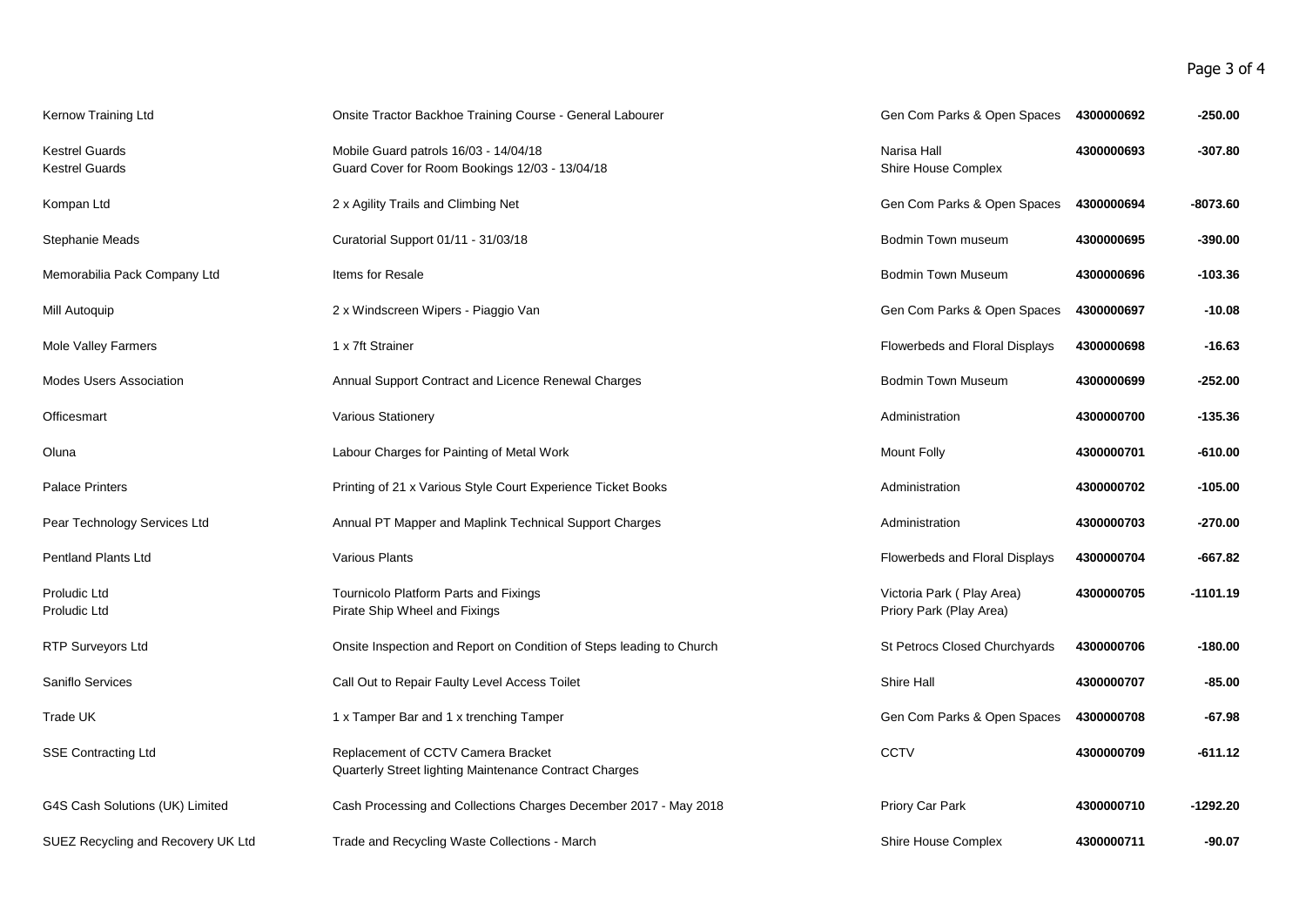| | | | | |
|---|---|---|---|---|
| Kernow Training Ltd | Onsite Tractor Backhoe Training Course - General Labourer | Gen Com Parks & Open Spaces | **4300000692** | **-250.00** |
| Kestrel Guards<br>Kestrel Guards | Mobile Guard patrols 16/03 - 14/04/18<br>Guard Cover for Room Bookings 12/03 - 13/04/18 | Narisa Hall<br>Shire House Complex | **4300000693** | **-307.80** |
| Kompan Ltd | 2 x Agility Trails and Climbing Net | Gen Com Parks & Open Spaces | **4300000694** | **-8073.60** |
| Stephanie Meads | Curatorial Support 01/11 - 31/03/18 | Bodmin Town museum | **4300000695** | **-390.00** |
| Memorabilia Pack Company Ltd | Items for Resale | Bodmin Town Museum | **4300000696** | **-103.36** |
| Mill Autoquip | 2 x Windscreen Wipers - Piaggio Van | Gen Com Parks & Open Spaces | **4300000697** | **-10.08** |
| Mole Valley Farmers | 1 x 7ft Strainer | Flowerbeds and Floral Displays | **4300000698** | **-16.63** |
| Modes Users Association | Annual Support Contract and Licence Renewal Charges | Bodmin Town Museum | **4300000699** | **-252.00** |
| Officesmart | Various Stationery | Administration | **4300000700** | **-135.36** |
| Oluna | Labour Charges for Painting of Metal Work | Mount Folly | **4300000701** | **-610.00** |
| Palace Printers | Printing of 21 x Various Style Court Experience Ticket Books | Administration | **4300000702** | **-105.00** |
| Pear Technology Services Ltd | Annual PT Mapper and Maplink Technical Support Charges | Administration | **4300000703** | **-270.00** |
| Pentland Plants Ltd | Various Plants | Flowerbeds and Floral Displays | **4300000704** | **-667.82** |
| Proludic Ltd<br>Proludic Ltd | Tournicolo Platform Parts and Fixings<br>Pirate Ship Wheel and Fixings | Victoria Park ( Play Area)<br>Priory Park (Play Area) | **4300000705** | **-1101.19** |
| RTP Surveyors Ltd | Onsite Inspection and Report on Condition of Steps leading to Church | St Petrocs Closed Churchyards | **4300000706** | **-180.00** |
| Saniflo Services | Call Out to Repair Faulty Level Access Toilet | Shire Hall | **4300000707** | **-85.00** |
| Trade UK | 1 x Tamper Bar and 1 x trenching Tamper | Gen Com Parks & Open Spaces | **4300000708** | **-67.98** |
| SSE Contracting Ltd | Replacement of CCTV Camera Bracket<br>Quarterly Street lighting Maintenance Contract Charges | CCTV | **4300000709** | **-611.12** |
| G4S Cash Solutions (UK) Limited | Cash Processing and Collections Charges December 2017 - May 2018 | Priory Car Park | **4300000710** | **-1292.20** |
| SUEZ Recycling and Recovery UK Ltd | Trade and Recycling Waste Collections - March | Shire House Complex | **4300000711** | **-90.07** |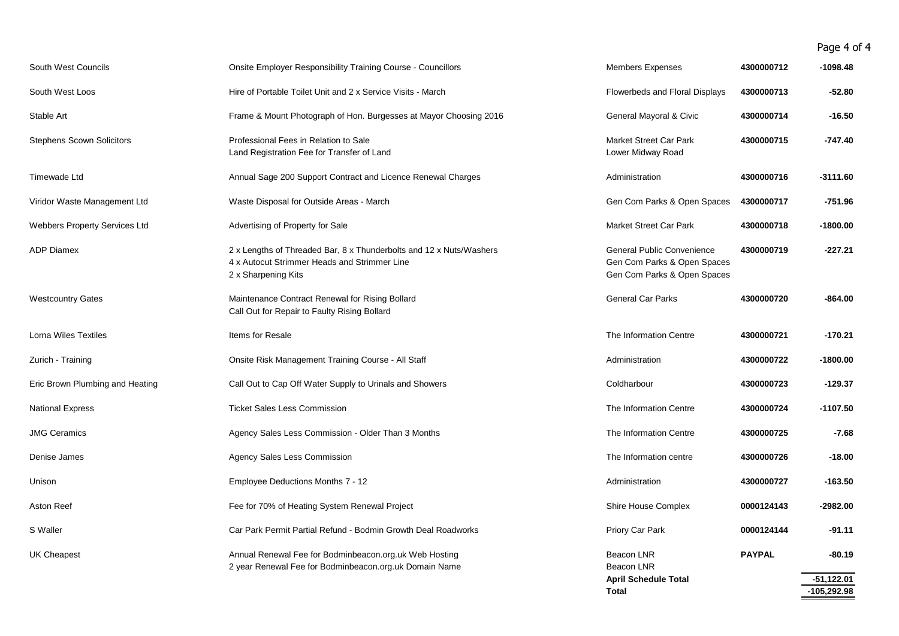| | | | | |
|---|---|---|---|---|
| South West Councils | Onsite Employer Responsibility Training Course - Councillors | Members Expenses | **4300000712** | **-1098.48** |
| South West Loos | Hire of Portable Toilet Unit and 2 x Service Visits - March | Flowerbeds and Floral Displays | **4300000713** | **-52.80** |
| Stable Art | Frame & Mount Photograph of Hon. Burgesses at Mayor Choosing 2016 | General Mayoral & Civic | **4300000714** | **-16.50** |
| Stephens Scown Solicitors | Professional Fees in Relation to Sale<br>Land Registration Fee for Transfer of Land | Market Street Car Park<br>Lower Midway Road | **4300000715** | **-747.40** |
| Timewade Ltd | Annual Sage 200 Support Contract and Licence Renewal Charges | Administration | **4300000716** | **-3111.60** |
| Viridor Waste Management Ltd | Waste Disposal for Outside Areas - March | Gen Com Parks & Open Spaces | **4300000717** | **-751.96** |
| Webbers Property Services Ltd | Advertising of Property for Sale | Market Street Car Park | **4300000718** | **-1800.00** |
| ADP Diamex | 2 x Lengths of Threaded Bar, 8 x Thunderbolts and 12 x Nuts/Washers<br>4 x Autocut Strimmer Heads and Strimmer Line<br>2 x Sharpening Kits | General Public Convenience<br>Gen Com Parks & Open Spaces<br>Gen Com Parks & Open Spaces | **4300000719** | **-227.21** |
| Westcountry Gates | Maintenance Contract Renewal for Rising Bollard<br>Call Out for Repair to Faulty Rising Bollard | General Car Parks | **4300000720** | **-864.00** |
| Lorna Wiles Textiles | Items for Resale | The Information Centre | **4300000721** | **-170.21** |
| Zurich - Training | Onsite Risk Management Training Course - All Staff | Administration | **4300000722** | **-1800.00** |
| Eric Brown Plumbing and Heating | Call Out to Cap Off Water Supply to Urinals and Showers | Coldharbour | **4300000723** | **-129.37** |
| National Express | Ticket Sales Less Commission | The Information Centre | **4300000724** | **-1107.50** |
| JMG Ceramics | Agency Sales Less Commission - Older Than 3 Months | The Information Centre | **4300000725** | **-7.68** |
| Denise James | Agency Sales Less Commission | The Information centre | **4300000726** | **-18.00** |
| Unison | Employee Deductions Months 7 - 12 | Administration | **4300000727** | **-163.50** |
| Aston Reef | Fee for 70% of Heating System Renewal Project | Shire House Complex | **0000124143** | **-2982.00** |
| S Waller | Car Park Permit Partial Refund - Bodmin Growth Deal Roadworks | Priory Car Park | **0000124144** | **-91.11** |
| UK Cheapest | Annual Renewal Fee for Bodminbeacon.org.uk Web Hosting<br>2 year Renewal Fee for Bodminbeacon.org.uk Domain Name | Beacon LNR<br>Beacon LNR | **PAYPAL** | **-80.19** |
| | | **April Schedule Total** | | **-51,122.01** |
| | | **Total** | | **-105,292.98** |